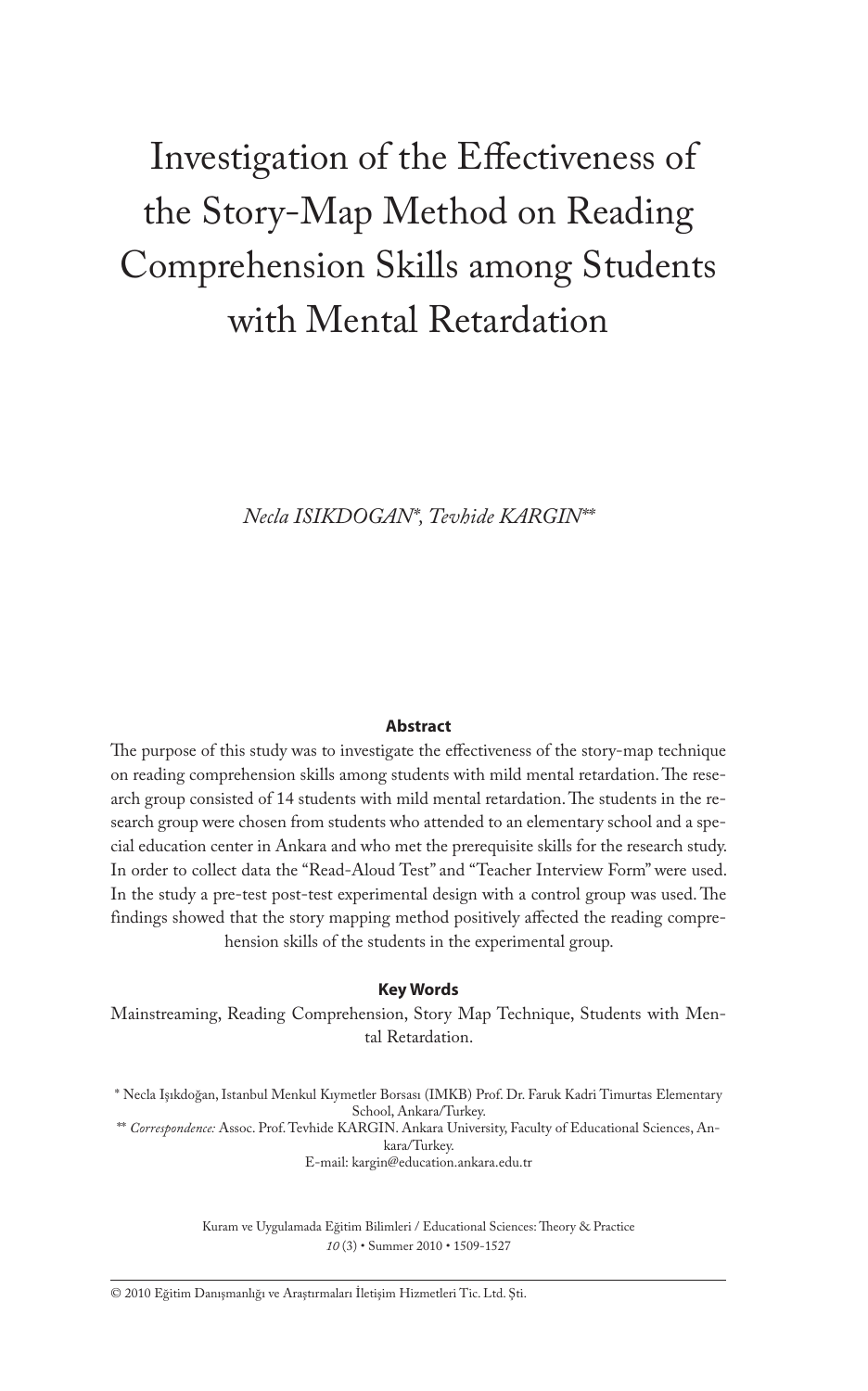# Investigation of the Effectiveness of the Story-Map Method on Reading Comprehension Skills among Students with Mental Retardation

*Necla ISIKDOGAN*\*, *Tevhide KARGIN*\*\*

### Abstract

The purpose of this study was to investigate the effectiveness of the story-map technique on reading comprehension skills among students with mild mental retardation. The research group consisted of 14 students with mild mental retardation. The students in the research group were chosen from students who attended to an elementary school and a special education center in Ankara and who met the prerequisite skills for the research study. In order to collect data the "Read-Aloud Test" and "Teacher Interview Form" were used. In the study a pre-test post-test experimental design with a control group was used. The findings showed that the story mapping method positively affected the reading comprehension skills of the students in the experimental group.

### Key Words

Mainstreaming, Reading Comprehension, Story Map Technique, Students with Mental Retardation.

\* Necla Işıkdoğan, Istanbul Menkul Kıymetler Borsası (IMKB) Prof. Dr. Faruk Kadri Timurtas Elementary School, Ankara/Turkey.

\*\* *Correspondence:* Assoc. Prof. Tevhide KARGIN. Ankara University, Faculty of Educational Sciences, Ankara/Turkey.
E-mail: kargin@education.ankara.edu.tr

Kuram ve Uygulamada Eğitim Bilimleri / Educational Sciences: Theory & Practice
*10* (3) • Summer 2010 • 1509-1527

© 2010 Eğitim Danışmanlığı ve Araştırmaları İletişim Hizmetleri Tic. Ltd. Şti.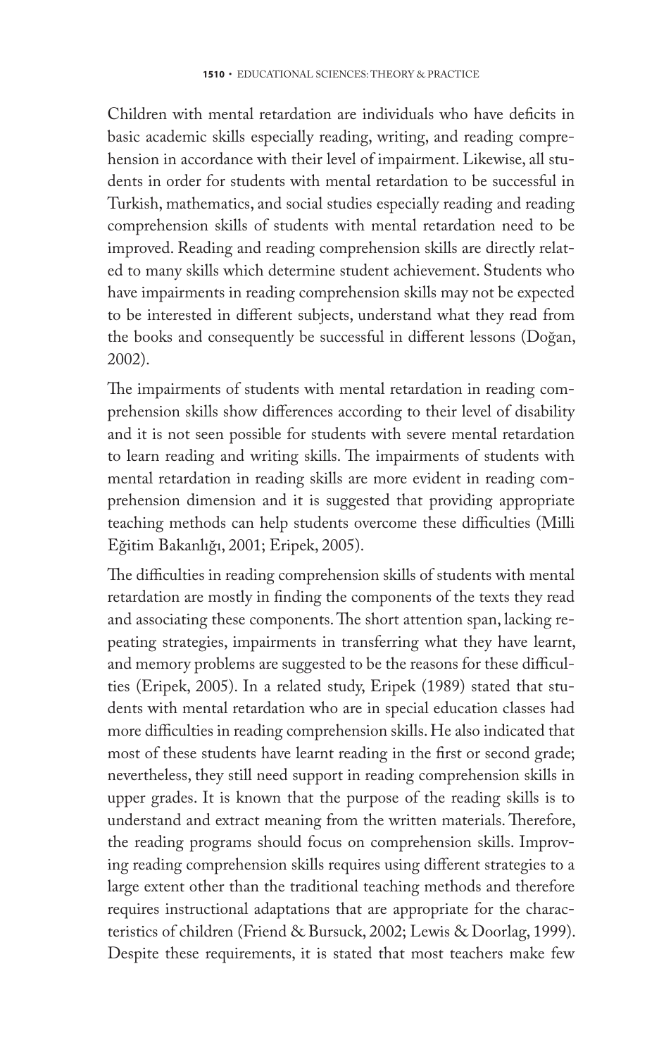Children with mental retardation are individuals who have deficits in basic academic skills especially reading, writing, and reading comprehension in accordance with their level of impairment. Likewise, all students in order for students with mental retardation to be successful in Turkish, mathematics, and social studies especially reading and reading comprehension skills of students with mental retardation need to be improved. Reading and reading comprehension skills are directly related to many skills which determine student achievement. Students who have impairments in reading comprehension skills may not be expected to be interested in different subjects, understand what they read from the books and consequently be successful in different lessons (Doğan, 2002).

The impairments of students with mental retardation in reading comprehension skills show differences according to their level of disability and it is not seen possible for students with severe mental retardation to learn reading and writing skills. The impairments of students with mental retardation in reading skills are more evident in reading comprehension dimension and it is suggested that providing appropriate teaching methods can help students overcome these difficulties (Milli Eğitim Bakanlığı, 2001; Eripek, 2005).

The difficulties in reading comprehension skills of students with mental retardation are mostly in finding the components of the texts they read and associating these components. The short attention span, lacking repeating strategies, impairments in transferring what they have learnt, and memory problems are suggested to be the reasons for these difficulties (Eripek, 2005). In a related study, Eripek (1989) stated that students with mental retardation who are in special education classes had more difficulties in reading comprehension skills. He also indicated that most of these students have learnt reading in the first or second grade; nevertheless, they still need support in reading comprehension skills in upper grades. It is known that the purpose of the reading skills is to understand and extract meaning from the written materials. Therefore, the reading programs should focus on comprehension skills. Improving reading comprehension skills requires using different strategies to a large extent other than the traditional teaching methods and therefore requires instructional adaptations that are appropriate for the characteristics of children (Friend & Bursuck, 2002; Lewis & Doorlag, 1999). Despite these requirements, it is stated that most teachers make few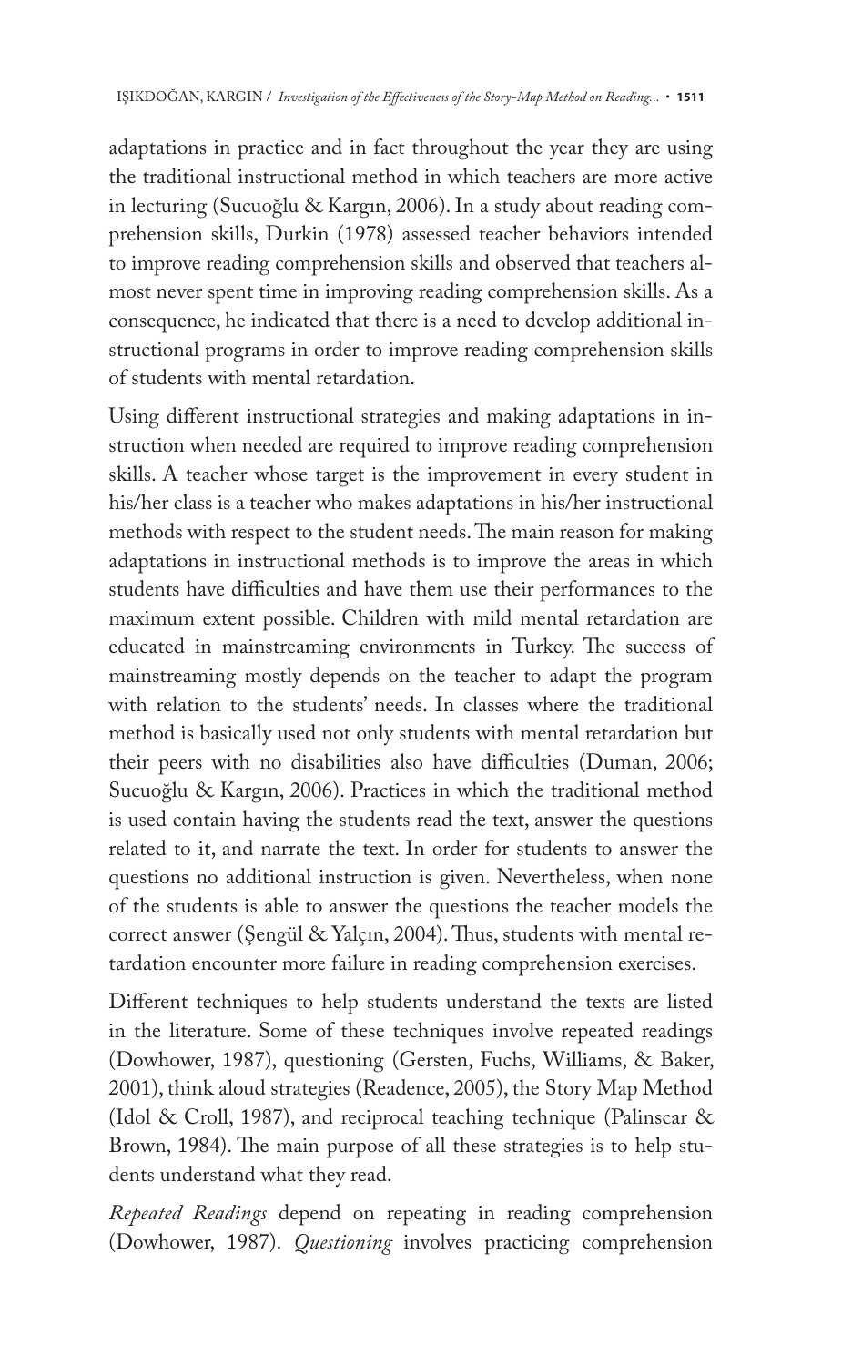adaptations in practice and in fact throughout the year they are using the traditional instructional method in which teachers are more active in lecturing (Sucuoğlu & Kargın, 2006). In a study about reading comprehension skills, Durkin (1978) assessed teacher behaviors intended to improve reading comprehension skills and observed that teachers almost never spent time in improving reading comprehension skills. As a consequence, he indicated that there is a need to develop additional instructional programs in order to improve reading comprehension skills of students with mental retardation.

Using different instructional strategies and making adaptations in instruction when needed are required to improve reading comprehension skills. A teacher whose target is the improvement in every student in his/her class is a teacher who makes adaptations in his/her instructional methods with respect to the student needs. The main reason for making adaptations in instructional methods is to improve the areas in which students have difficulties and have them use their performances to the maximum extent possible. Children with mild mental retardation are educated in mainstreaming environments in Turkey. The success of mainstreaming mostly depends on the teacher to adapt the program with relation to the students' needs. In classes where the traditional method is basically used not only students with mental retardation but their peers with no disabilities also have difficulties (Duman, 2006; Sucuoğlu & Kargın, 2006). Practices in which the traditional method is used contain having the students read the text, answer the questions related to it, and narrate the text. In order for students to answer the questions no additional instruction is given. Nevertheless, when none of the students is able to answer the questions the teacher models the correct answer (Şengül & Yalçın, 2004). Thus, students with mental retardation encounter more failure in reading comprehension exercises.

Different techniques to help students understand the texts are listed in the literature. Some of these techniques involve repeated readings (Dowhower, 1987), questioning (Gersten, Fuchs, Williams, & Baker, 2001), think aloud strategies (Readence, 2005), the Story Map Method (Idol & Croll, 1987), and reciprocal teaching technique (Palinscar & Brown, 1984). The main purpose of all these strategies is to help students understand what they read.

*Repeated Readings* depend on repeating in reading comprehension (Dowhower, 1987). *Questioning* involves practicing comprehension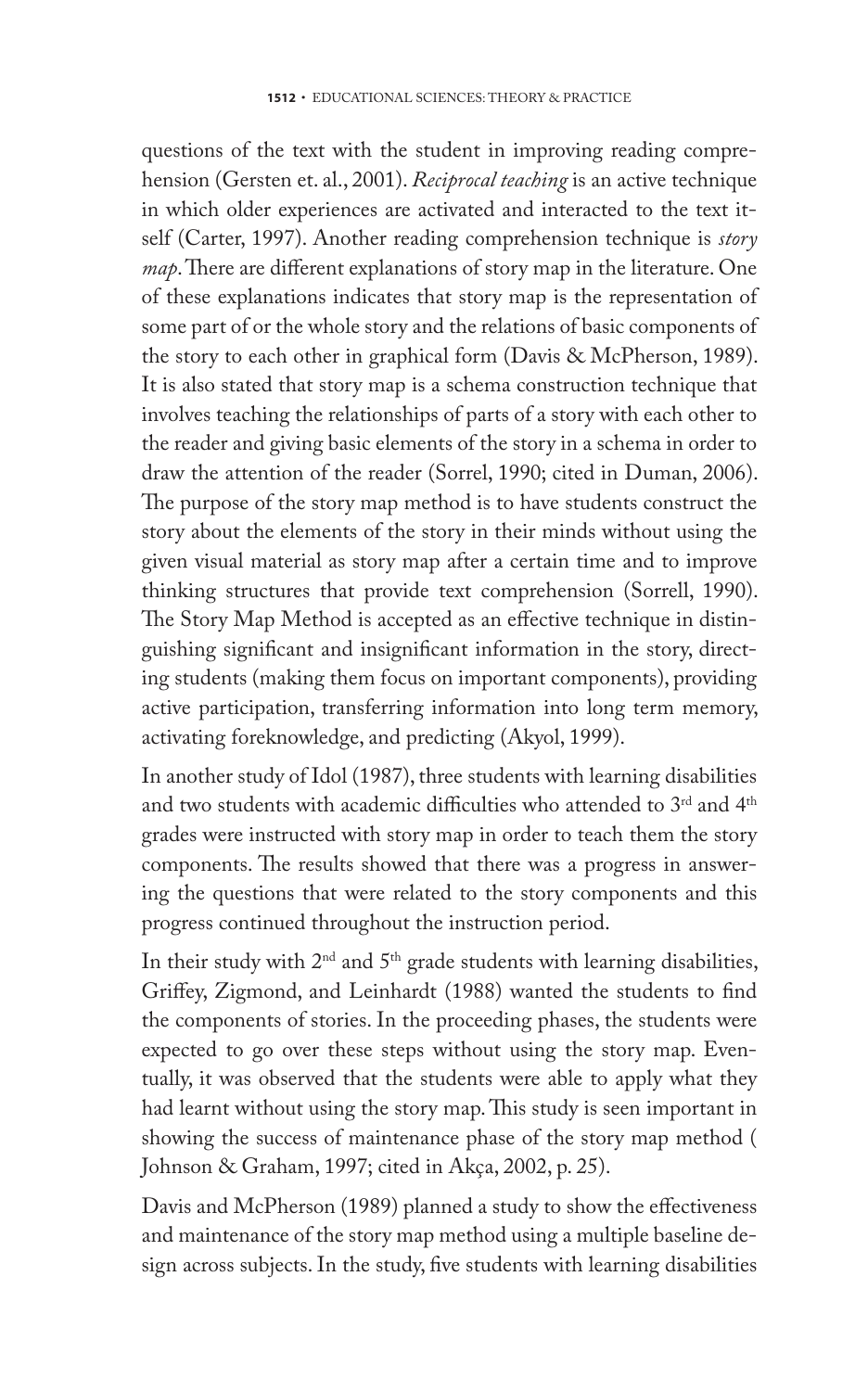questions of the text with the student in improving reading comprehension (Gersten et. al., 2001). *Reciprocal teaching* is an active technique in which older experiences are activated and interacted to the text itself (Carter, 1997). Another reading comprehension technique is *story map*. There are different explanations of story map in the literature. One of these explanations indicates that story map is the representation of some part of or the whole story and the relations of basic components of the story to each other in graphical form (Davis & McPherson, 1989). It is also stated that story map is a schema construction technique that involves teaching the relationships of parts of a story with each other to the reader and giving basic elements of the story in a schema in order to draw the attention of the reader (Sorrel, 1990; cited in Duman, 2006). The purpose of the story map method is to have students construct the story about the elements of the story in their minds without using the given visual material as story map after a certain time and to improve thinking structures that provide text comprehension (Sorrell, 1990). The Story Map Method is accepted as an effective technique in distinguishing significant and insignificant information in the story, directing students (making them focus on important components), providing active participation, transferring information into long term memory, activating foreknowledge, and predicting (Akyol, 1999).

In another study of Idol (1987), three students with learning disabilities and two students with academic difficulties who attended to 3rd and 4th grades were instructed with story map in order to teach them the story components. The results showed that there was a progress in answering the questions that were related to the story components and this progress continued throughout the instruction period.

In their study with 2nd and 5th grade students with learning disabilities, Griffey, Zigmond, and Leinhardt (1988) wanted the students to find the components of stories. In the proceeding phases, the students were expected to go over these steps without using the story map. Eventually, it was observed that the students were able to apply what they had learnt without using the story map. This study is seen important in showing the success of maintenance phase of the story map method ( Johnson & Graham, 1997; cited in Akça, 2002, p. 25).

Davis and McPherson (1989) planned a study to show the effectiveness and maintenance of the story map method using a multiple baseline design across subjects. In the study, five students with learning disabilities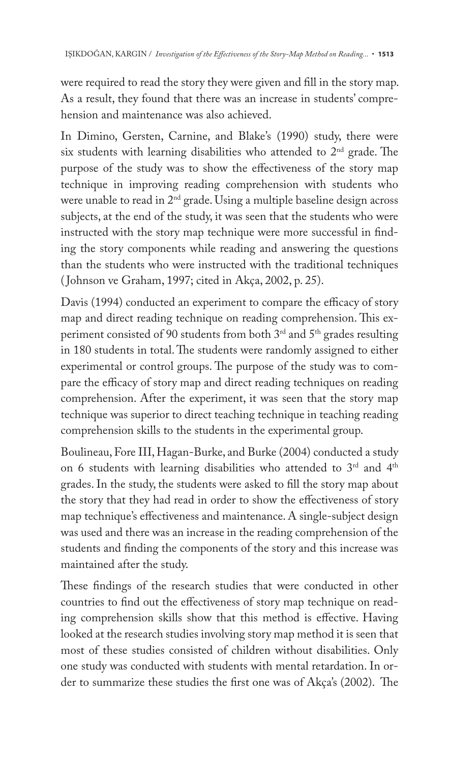were required to read the story they were given and fill in the story map. As a result, they found that there was an increase in students' comprehension and maintenance was also achieved.

In Dimino, Gersten, Carnine, and Blake's (1990) study, there were six students with learning disabilities who attended to 2nd grade. The purpose of the study was to show the effectiveness of the story map technique in improving reading comprehension with students who were unable to read in 2nd grade. Using a multiple baseline design across subjects, at the end of the study, it was seen that the students who were instructed with the story map technique were more successful in finding the story components while reading and answering the questions than the students who were instructed with the traditional techniques (Johnson ve Graham, 1997; cited in Akça, 2002, p. 25).

Davis (1994) conducted an experiment to compare the efficacy of story map and direct reading technique on reading comprehension. This experiment consisted of 90 students from both 3rd and 5th grades resulting in 180 students in total. The students were randomly assigned to either experimental or control groups. The purpose of the study was to compare the efficacy of story map and direct reading techniques on reading comprehension. After the experiment, it was seen that the story map technique was superior to direct teaching technique in teaching reading comprehension skills to the students in the experimental group.

Boulineau, Fore III, Hagan-Burke, and Burke (2004) conducted a study on 6 students with learning disabilities who attended to 3rd and 4th grades. In the study, the students were asked to fill the story map about the story that they had read in order to show the effectiveness of story map technique's effectiveness and maintenance. A single-subject design was used and there was an increase in the reading comprehension of the students and finding the components of the story and this increase was maintained after the study.

These findings of the research studies that were conducted in other countries to find out the effectiveness of story map technique on reading comprehension skills show that this method is effective. Having looked at the research studies involving story map method it is seen that most of these studies consisted of children without disabilities. Only one study was conducted with students with mental retardation. In order to summarize these studies the first one was of Akça's (2002). The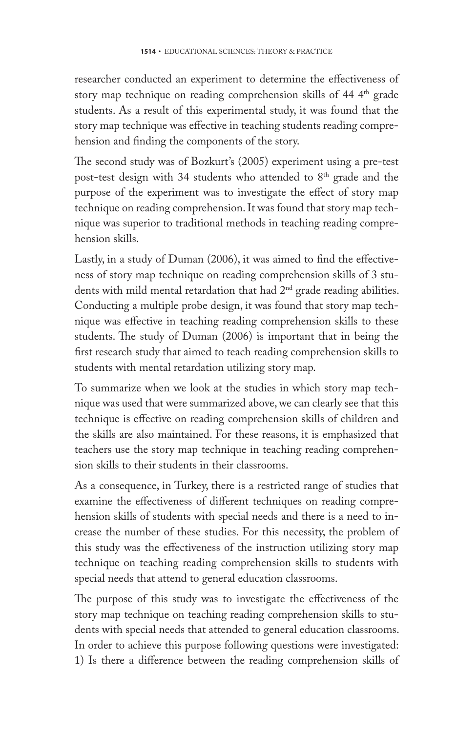researcher conducted an experiment to determine the effectiveness of story map technique on reading comprehension skills of 44 4th grade students. As a result of this experimental study, it was found that the story map technique was effective in teaching students reading comprehension and finding the components of the story.

The second study was of Bozkurt's (2005) experiment using a pre-test post-test design with 34 students who attended to 8th grade and the purpose of the experiment was to investigate the effect of story map technique on reading comprehension. It was found that story map technique was superior to traditional methods in teaching reading comprehension skills.

Lastly, in a study of Duman (2006), it was aimed to find the effectiveness of story map technique on reading comprehension skills of 3 students with mild mental retardation that had 2nd grade reading abilities. Conducting a multiple probe design, it was found that story map technique was effective in teaching reading comprehension skills to these students. The study of Duman (2006) is important that in being the first research study that aimed to teach reading comprehension skills to students with mental retardation utilizing story map.

To summarize when we look at the studies in which story map technique was used that were summarized above, we can clearly see that this technique is effective on reading comprehension skills of children and the skills are also maintained. For these reasons, it is emphasized that teachers use the story map technique in teaching reading comprehension skills to their students in their classrooms.

As a consequence, in Turkey, there is a restricted range of studies that examine the effectiveness of different techniques on reading comprehension skills of students with special needs and there is a need to increase the number of these studies. For this necessity, the problem of this study was the effectiveness of the instruction utilizing story map technique on teaching reading comprehension skills to students with special needs that attend to general education classrooms.

The purpose of this study was to investigate the effectiveness of the story map technique on teaching reading comprehension skills to students with special needs that attended to general education classrooms. In order to achieve this purpose following questions were investigated: 1) Is there a difference between the reading comprehension skills of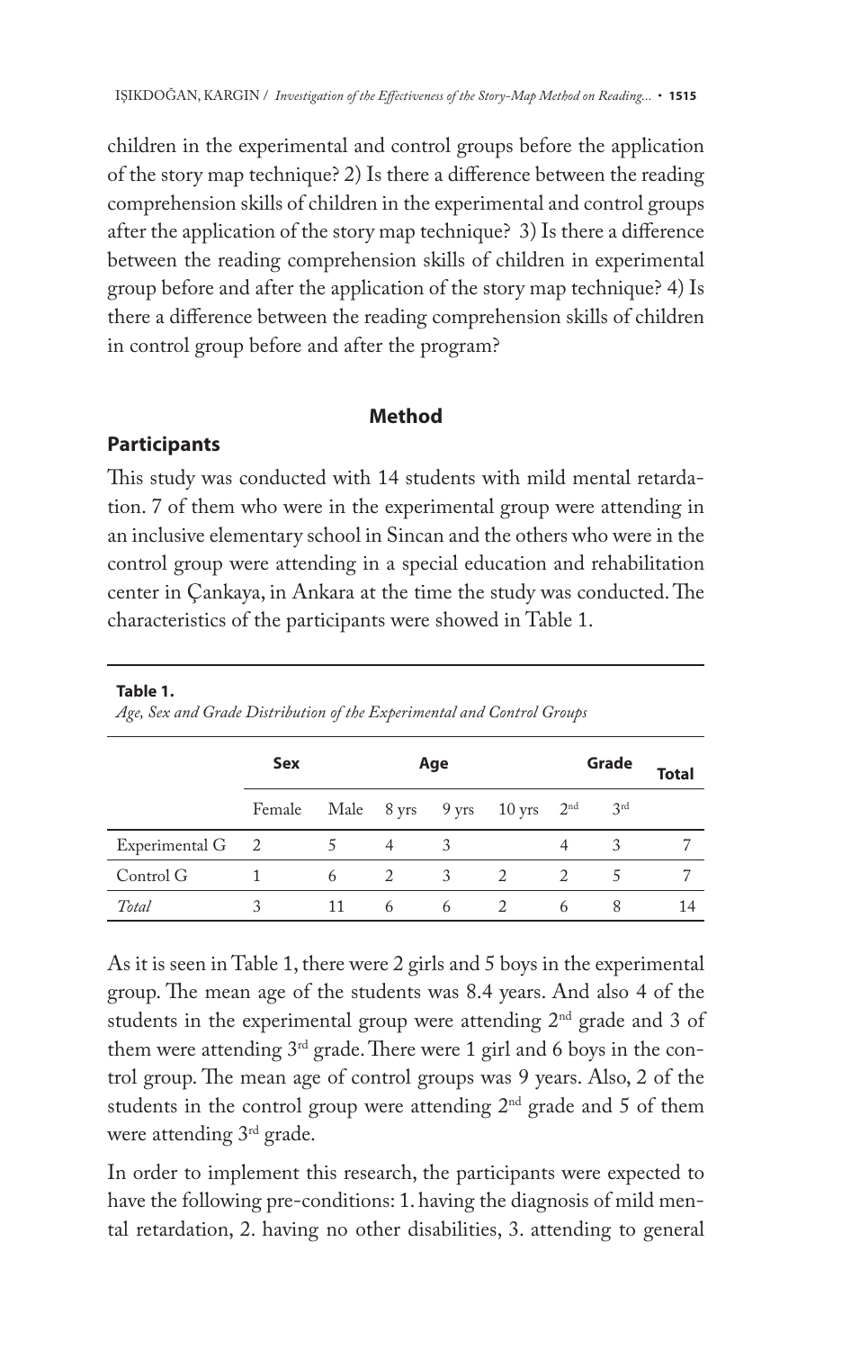children in the experimental and control groups before the application of the story map technique? 2) Is there a difference between the reading comprehension skills of children in the experimental and control groups after the application of the story map technique? 3) Is there a difference between the reading comprehension skills of children in experimental group before and after the application of the story map technique? 4) Is there a difference between the reading comprehension skills of children in control group before and after the program?

## Method

### Participants

This study was conducted with 14 students with mild mental retardation. 7 of them who were in the experimental group were attending in an inclusive elementary school in Sincan and the others who were in the control group were attending in a special education and rehabilitation center in Çankaya, in Ankara at the time the study was conducted. The characteristics of the participants were showed in Table 1.

**Table 1.**
*Age, Sex and Grade Distribution of the Experimental and Control Groups*

| | **Sex** | | **Age** | | | **Grade** | | **Total** |
|---|---|---|---|---|---|---|---|---|
| | Female | Male | 8 yrs | 9 yrs | 10 yrs | 2nd | 3rd | |
| Experimental G | 2 | 5 | 4 | 3 | | 4 | 3 | 7 |
| Control G | 1 | 6 | 2 | 3 | 2 | 2 | 5 | 7 |
| *Total* | 3 | 11 | 6 | 6 | 2 | 6 | 8 | 14 |

As it is seen in Table 1, there were 2 girls and 5 boys in the experimental group. The mean age of the students was 8.4 years. And also 4 of the students in the experimental group were attending 2nd grade and 3 of them were attending 3rd grade. There were 1 girl and 6 boys in the control group. The mean age of control groups was 9 years. Also, 2 of the students in the control group were attending 2nd grade and 5 of them were attending 3rd grade.

In order to implement this research, the participants were expected to have the following pre-conditions: 1. having the diagnosis of mild mental retardation, 2. having no other disabilities, 3. attending to general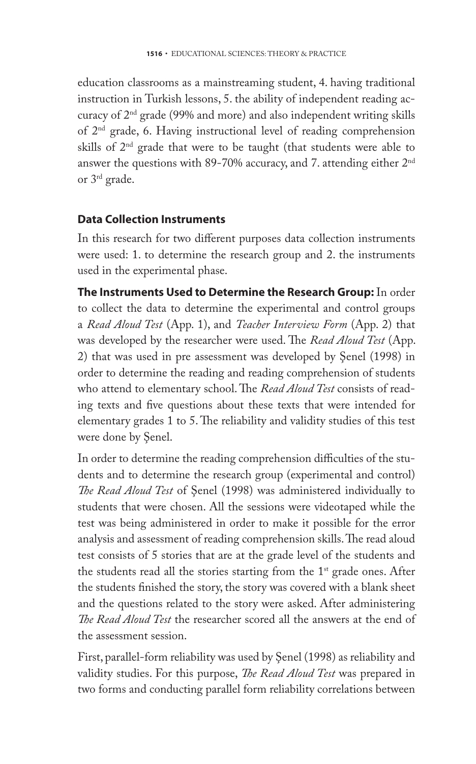education classrooms as a mainstreaming student, 4. having traditional instruction in Turkish lessons, 5. the ability of independent reading accuracy of 2nd grade (99% and more) and also independent writing skills of 2nd grade, 6. Having instructional level of reading comprehension skills of 2nd grade that were to be taught (that students were able to answer the questions with 89-70% accuracy, and 7. attending either 2nd or 3rd grade.

### Data Collection Instruments

In this research for two different purposes data collection instruments were used: 1. to determine the research group and 2. the instruments used in the experimental phase.

**The Instruments Used to Determine the Research Group:** In order to collect the data to determine the experimental and control groups a *Read Aloud Test* (App. 1), and *Teacher Interview Form* (App. 2) that was developed by the researcher were used. The *Read Aloud Test* (App. 2) that was used in pre assessment was developed by Şenel (1998) in order to determine the reading and reading comprehension of students who attend to elementary school. The *Read Aloud Test* consists of reading texts and five questions about these texts that were intended for elementary grades 1 to 5. The reliability and validity studies of this test were done by Şenel.

In order to determine the reading comprehension difficulties of the students and to determine the research group (experimental and control) *The Read Aloud Test* of Şenel (1998) was administered individually to students that were chosen. All the sessions were videotaped while the test was being administered in order to make it possible for the error analysis and assessment of reading comprehension skills. The read aloud test consists of 5 stories that are at the grade level of the students and the students read all the stories starting from the 1st grade ones. After the students finished the story, the story was covered with a blank sheet and the questions related to the story were asked. After administering *The Read Aloud Test* the researcher scored all the answers at the end of the assessment session.

First, parallel-form reliability was used by Şenel (1998) as reliability and validity studies. For this purpose, *The Read Aloud Test* was prepared in two forms and conducting parallel form reliability correlations between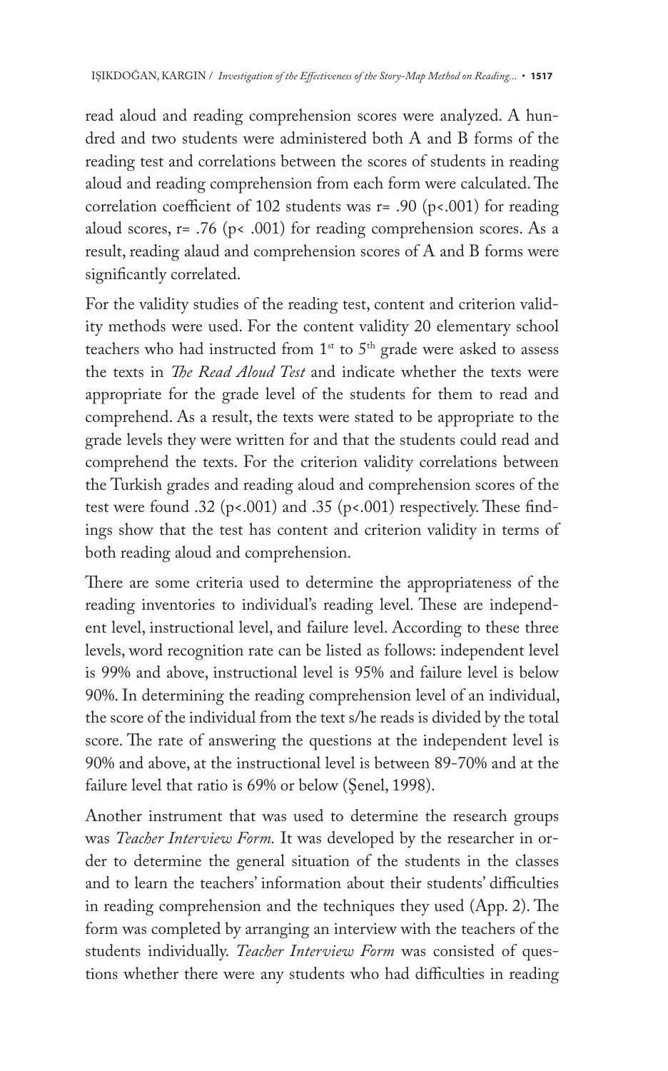read aloud and reading comprehension scores were analyzed. A hundred and two students were administered both A and B forms of the reading test and correlations between the scores of students in reading aloud and reading comprehension from each form were calculated. The correlation coefficient of 102 students was $r= .90$ ($p<.001$) for reading aloud scores, $r= .76$ ($p< .001$) for reading comprehension scores. As a result, reading alaud and comprehension scores of A and B forms were significantly correlated.

For the validity studies of the reading test, content and criterion validity methods were used. For the content validity 20 elementary school teachers who had instructed from 1st to 5th grade were asked to assess the texts in *The Read Aloud Test* and indicate whether the texts were appropriate for the grade level of the students for them to read and comprehend. As a result, the texts were stated to be appropriate to the grade levels they were written for and that the students could read and comprehend the texts. For the criterion validity correlations between the Turkish grades and reading aloud and comprehension scores of the test were found .32 ($p<.001$) and .35 ($p<.001$) respectively. These findings show that the test has content and criterion validity in terms of both reading aloud and comprehension.

There are some criteria used to determine the appropriateness of the reading inventories to individual's reading level. These are independent level, instructional level, and failure level. According to these three levels, word recognition rate can be listed as follows: independent level is 99% and above, instructional level is 95% and failure level is below 90%. In determining the reading comprehension level of an individual, the score of the individual from the text s/he reads is divided by the total score. The rate of answering the questions at the independent level is 90% and above, at the instructional level is between 89-70% and at the failure level that ratio is 69% or below (Şenel, 1998).

Another instrument that was used to determine the research groups was *Teacher Interview Form.* It was developed by the researcher in order to determine the general situation of the students in the classes and to learn the teachers' information about their students' difficulties in reading comprehension and the techniques they used (App. 2). The form was completed by arranging an interview with the teachers of the students individually. *Teacher Interview Form* was consisted of questions whether there were any students who had difficulties in reading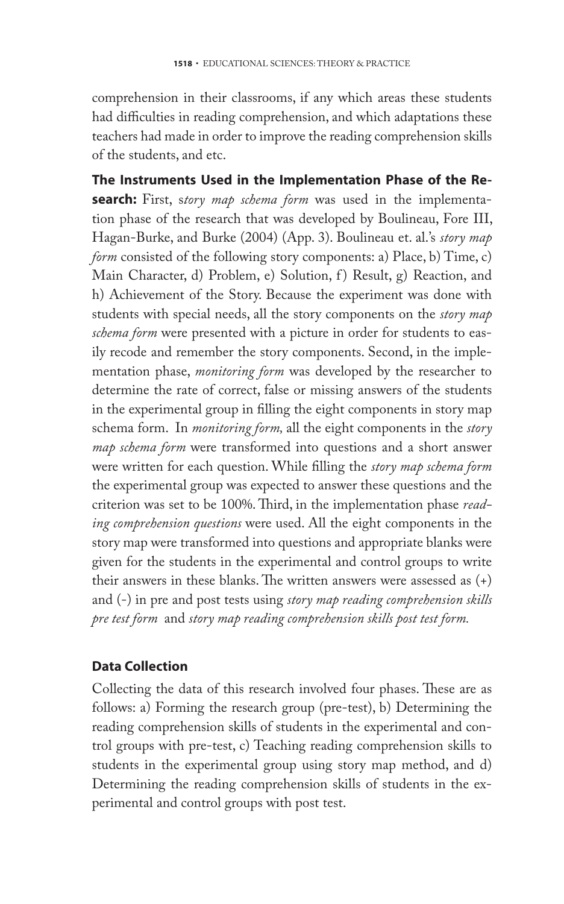comprehension in their classrooms, if any which areas these students had difficulties in reading comprehension, and which adaptations these teachers had made in order to improve the reading comprehension skills of the students, and etc.

**The Instruments Used in the Implementation Phase of the Research:** First, s*tory map schema form* was used in the implementation phase of the research that was developed by Boulineau, Fore III, Hagan-Burke, and Burke (2004) (App. 3). Boulineau et. al.'s *story map form* consisted of the following story components: a) Place, b) Time, c) Main Character, d) Problem, e) Solution, f) Result, g) Reaction, and h) Achievement of the Story. Because the experiment was done with students with special needs, all the story components on the *story map schema form* were presented with a picture in order for students to easily recode and remember the story components. Second, in the implementation phase, *monitoring form* was developed by the researcher to determine the rate of correct, false or missing answers of the students in the experimental group in filling the eight components in story map schema form. In *monitoring form,* all the eight components in the *story map schema form* were transformed into questions and a short answer were written for each question. While filling the *story map schema form* the experimental group was expected to answer these questions and the criterion was set to be 100%. Third, in the implementation phase *reading comprehension questions* were used. All the eight components in the story map were transformed into questions and appropriate blanks were given for the students in the experimental and control groups to write their answers in these blanks. The written answers were assessed as (+) and (-) in pre and post tests using *story map reading comprehension skills pre test form* and *story map reading comprehension skills post test form.*

## Data Collection

Collecting the data of this research involved four phases. These are as follows: a) Forming the research group (pre-test), b) Determining the reading comprehension skills of students in the experimental and control groups with pre-test, c) Teaching reading comprehension skills to students in the experimental group using story map method, and d) Determining the reading comprehension skills of students in the experimental and control groups with post test.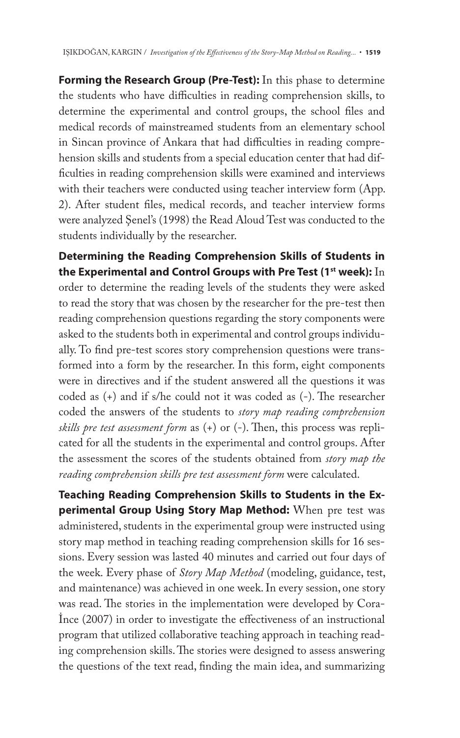**Forming the Research Group (Pre-Test):** In this phase to determine the students who have difficulties in reading comprehension skills, to determine the experimental and control groups, the school files and medical records of mainstreamed students from an elementary school in Sincan province of Ankara that had difficulties in reading comprehension skills and students from a special education center that had difficulties in reading comprehension skills were examined and interviews with their teachers were conducted using teacher interview form (App. 2). After student files, medical records, and teacher interview forms were analyzed Şenel's (1998) the Read Aloud Test was conducted to the students individually by the researcher.

**Determining the Reading Comprehension Skills of Students in the Experimental and Control Groups with Pre Test (1st week):** In order to determine the reading levels of the students they were asked to read the story that was chosen by the researcher for the pre-test then reading comprehension questions regarding the story components were asked to the students both in experimental and control groups individually. To find pre-test scores story comprehension questions were transformed into a form by the researcher. In this form, eight components were in directives and if the student answered all the questions it was coded as (+) and if s/he could not it was coded as (-). The researcher coded the answers of the students to *story map reading comprehension skills pre test assessment form* as (+) or (-). Then, this process was replicated for all the students in the experimental and control groups. After the assessment the scores of the students obtained from *story map the reading comprehension skills pre test assessment form* were calculated.

**Teaching Reading Comprehension Skills to Students in the Experimental Group Using Story Map Method:** When pre test was administered, students in the experimental group were instructed using story map method in teaching reading comprehension skills for 16 sessions. Every session was lasted 40 minutes and carried out four days of the week. Every phase of *Story Map Method* (modeling, guidance, test, and maintenance) was achieved in one week. In every session, one story was read. The stories in the implementation were developed by Cora-İnce (2007) in order to investigate the effectiveness of an instructional program that utilized collaborative teaching approach in teaching reading comprehension skills. The stories were designed to assess answering the questions of the text read, finding the main idea, and summarizing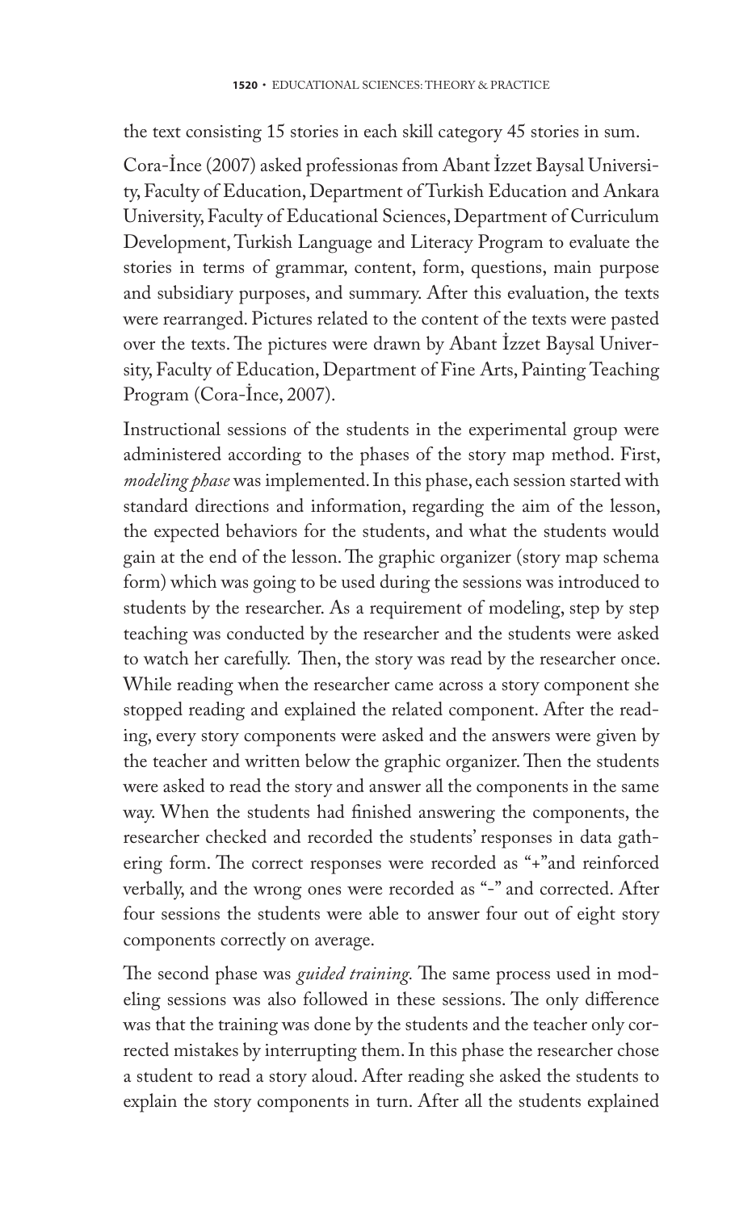the text consisting 15 stories in each skill category 45 stories in sum.

Cora-İnce (2007) asked professionas from Abant İzzet Baysal University, Faculty of Education, Department of Turkish Education and Ankara University, Faculty of Educational Sciences, Department of Curriculum Development, Turkish Language and Literacy Program to evaluate the stories in terms of grammar, content, form, questions, main purpose and subsidiary purposes, and summary. After this evaluation, the texts were rearranged. Pictures related to the content of the texts were pasted over the texts. The pictures were drawn by Abant İzzet Baysal University, Faculty of Education, Department of Fine Arts, Painting Teaching Program (Cora-İnce, 2007).

Instructional sessions of the students in the experimental group were administered according to the phases of the story map method. First, *modeling phase* was implemented. In this phase, each session started with standard directions and information, regarding the aim of the lesson, the expected behaviors for the students, and what the students would gain at the end of the lesson. The graphic organizer (story map schema form) which was going to be used during the sessions was introduced to students by the researcher. As a requirement of modeling, step by step teaching was conducted by the researcher and the students were asked to watch her carefully. Then, the story was read by the researcher once. While reading when the researcher came across a story component she stopped reading and explained the related component. After the reading, every story components were asked and the answers were given by the teacher and written below the graphic organizer. Then the students were asked to read the story and answer all the components in the same way. When the students had finished answering the components, the researcher checked and recorded the students' responses in data gathering form. The correct responses were recorded as "+"and reinforced verbally, and the wrong ones were recorded as "-" and corrected. After four sessions the students were able to answer four out of eight story components correctly on average.

The second phase was *guided training*. The same process used in modeling sessions was also followed in these sessions. The only difference was that the training was done by the students and the teacher only corrected mistakes by interrupting them. In this phase the researcher chose a student to read a story aloud. After reading she asked the students to explain the story components in turn. After all the students explained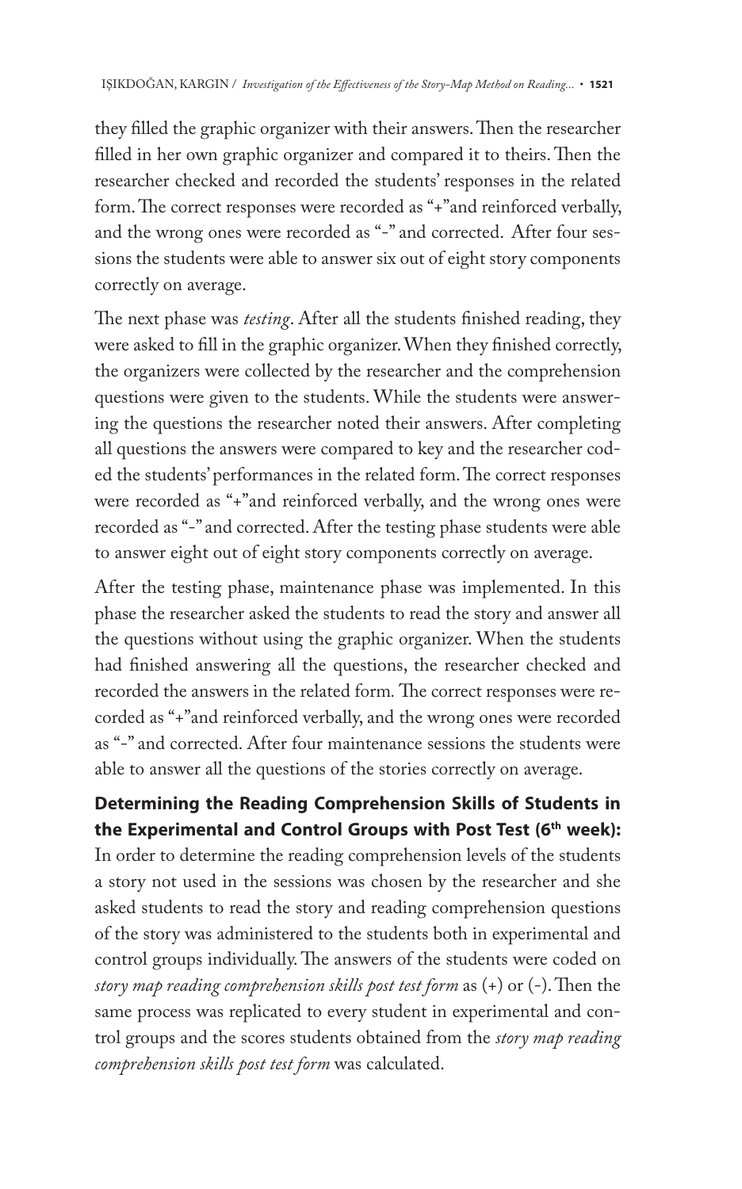they filled the graphic organizer with their answers. Then the researcher filled in her own graphic organizer and compared it to theirs. Then the researcher checked and recorded the students' responses in the related form. The correct responses were recorded as "+"and reinforced verbally, and the wrong ones were recorded as "-" and corrected. After four sessions the students were able to answer six out of eight story components correctly on average.

The next phase was *testing*. After all the students finished reading, they were asked to fill in the graphic organizer. When they finished correctly, the organizers were collected by the researcher and the comprehension questions were given to the students. While the students were answering the questions the researcher noted their answers. After completing all questions the answers were compared to key and the researcher coded the students' performances in the related form. The correct responses were recorded as "+"and reinforced verbally, and the wrong ones were recorded as "-" and corrected. After the testing phase students were able to answer eight out of eight story components correctly on average.

After the testing phase, maintenance phase was implemented. In this phase the researcher asked the students to read the story and answer all the questions without using the graphic organizer. When the students had finished answering all the questions, the researcher checked and recorded the answers in the related form. The correct responses were recorded as "+"and reinforced verbally, and the wrong ones were recorded as "-" and corrected. After four maintenance sessions the students were able to answer all the questions of the stories correctly on average.

**Determining the Reading Comprehension Skills of Students in the Experimental and Control Groups with Post Test (6th week):** In order to determine the reading comprehension levels of the students a story not used in the sessions was chosen by the researcher and she asked students to read the story and reading comprehension questions of the story was administered to the students both in experimental and control groups individually. The answers of the students were coded on *story map reading comprehension skills post test form* as (+) or (-). Then the same process was replicated to every student in experimental and control groups and the scores students obtained from the *story map reading comprehension skills post test form* was calculated.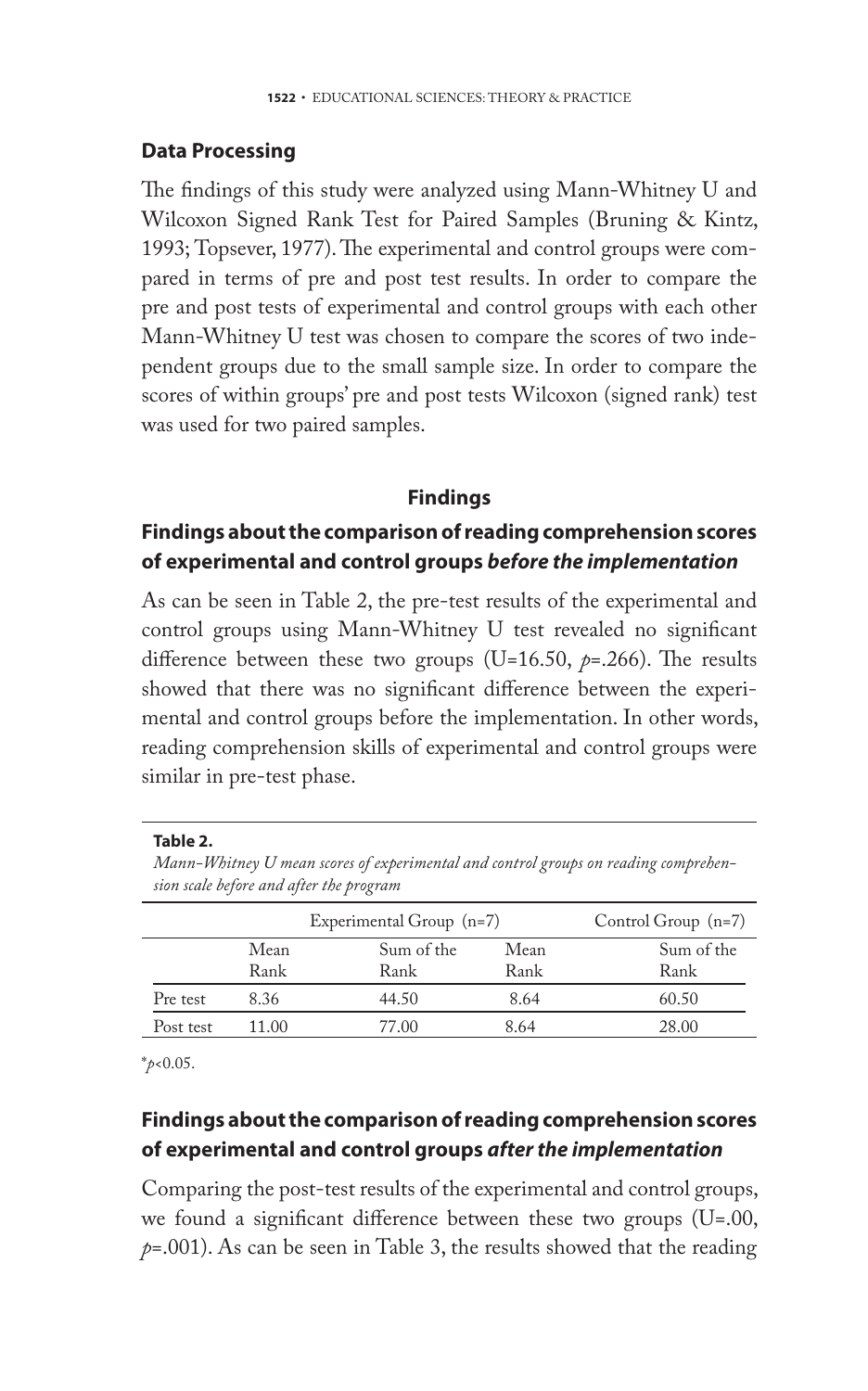### Data Processing

The findings of this study were analyzed using Mann-Whitney U and Wilcoxon Signed Rank Test for Paired Samples (Bruning & Kintz, 1993; Topsever, 1977). The experimental and control groups were compared in terms of pre and post test results. In order to compare the pre and post tests of experimental and control groups with each other Mann-Whitney U test was chosen to compare the scores of two independent groups due to the small sample size. In order to compare the scores of within groups' pre and post tests Wilcoxon (signed rank) test was used for two paired samples.

## Findings

### Findings about the comparison of reading comprehension scores of experimental and control groups *before the implementation*

As can be seen in Table 2, the pre-test results of the experimental and control groups using Mann-Whitney U test revealed no significant difference between these two groups (U=16.50, $p$=.266). The results showed that there was no significant difference between the experimental and control groups before the implementation. In other words, reading comprehension skills of experimental and control groups were similar in pre-test phase.

**Table 2.**

*Mann-Whitney U mean scores of experimental and control groups on reading comprehension scale before and after the program*

| | Experimental Group (n=7) | | Control Group (n=7) | |
|---|---|---|---|---|
| | Mean Rank | Sum of the Rank | Mean Rank | Sum of the Rank |
| Pre test | 8.36 | 44.50 | 8.64 | 60.50 |
| Post test | 11.00 | 77.00 | 8.64 | 28.00 |

\*$p$<0.05.

### Findings about the comparison of reading comprehension scores of experimental and control groups *after the implementation*

Comparing the post-test results of the experimental and control groups, we found a significant difference between these two groups (U=.00, $p$=.001). As can be seen in Table 3, the results showed that the reading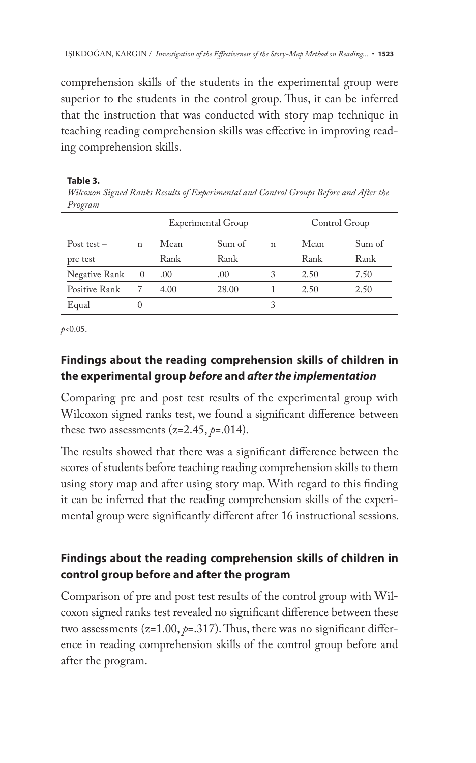comprehension skills of the students in the experimental group were superior to the students in the control group. Thus, it can be inferred that the instruction that was conducted with story map technique in teaching reading comprehension skills was effective in improving reading comprehension skills.

**Table 3.**
*Wilcoxon Signed Ranks Results of Experimental and Control Groups Before and After the Program*

| | Experimental Group | | | Control Group | | |
|---|---|---|---|---|---|---|
| Post test – pre test | n | Mean Rank | Sum of Rank | n | Mean Rank | Sum of Rank |
| Negative Rank | 0 | .00 | .00 | 3 | 2.50 | 7.50 |
| Positive Rank | 7 | 4.00 | 28.00 | 1 | 2.50 | 2.50 |
| Equal | 0 | | | 3 | | |

$p<0.05$.

## Findings about the reading comprehension skills of children in the experimental group *before* and *after the implementation*

Comparing pre and post test results of the experimental group with Wilcoxon signed ranks test, we found a significant difference between these two assessments ($z=2.45$, $p=.014$).

The results showed that there was a significant difference between the scores of students before teaching reading comprehension skills to them using story map and after using story map. With regard to this finding it can be inferred that the reading comprehension skills of the experimental group were significantly different after 16 instructional sessions.

## Findings about the reading comprehension skills of children in control group before and after the program

Comparison of pre and post test results of the control group with Wilcoxon signed ranks test revealed no significant difference between these two assessments ($z=1.00$, $p=.317$). Thus, there was no significant difference in reading comprehension skills of the control group before and after the program.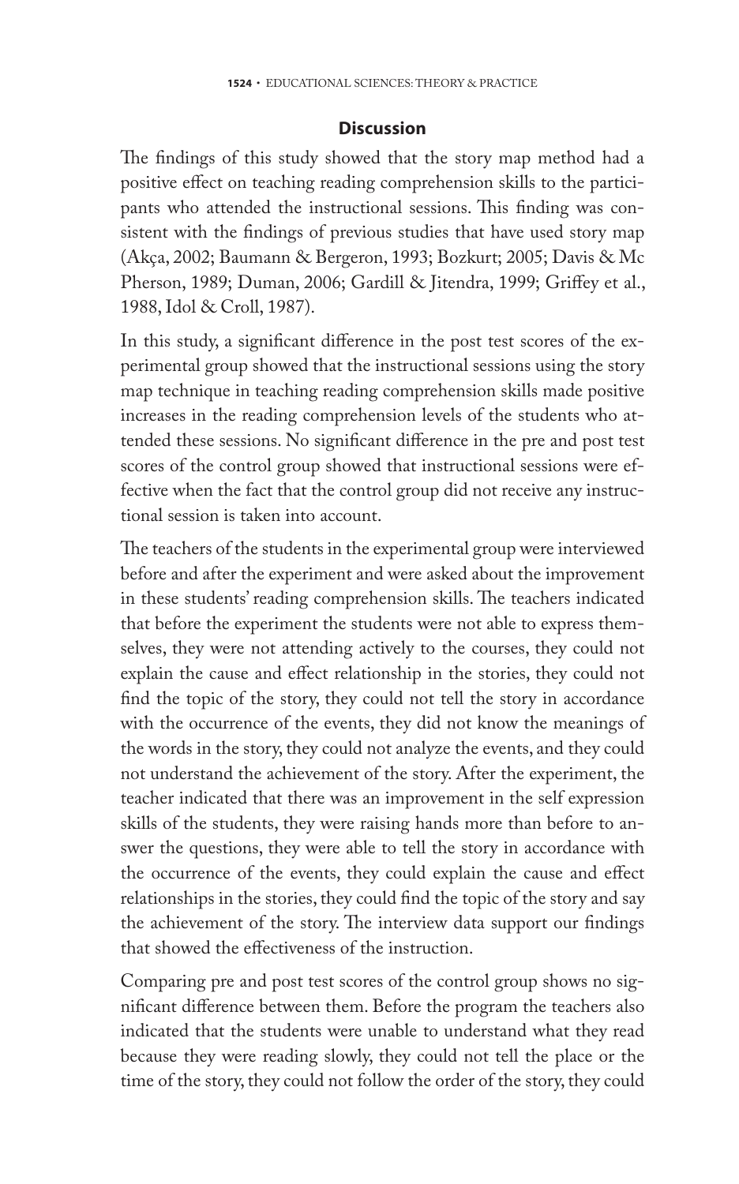## Discussion

The findings of this study showed that the story map method had a positive effect on teaching reading comprehension skills to the participants who attended the instructional sessions. This finding was consistent with the findings of previous studies that have used story map (Akça, 2002; Baumann & Bergeron, 1993; Bozkurt; 2005; Davis & Mc Pherson, 1989; Duman, 2006; Gardill & Jitendra, 1999; Griffey et al., 1988, Idol & Croll, 1987).

In this study, a significant difference in the post test scores of the experimental group showed that the instructional sessions using the story map technique in teaching reading comprehension skills made positive increases in the reading comprehension levels of the students who attended these sessions. No significant difference in the pre and post test scores of the control group showed that instructional sessions were effective when the fact that the control group did not receive any instructional session is taken into account.

The teachers of the students in the experimental group were interviewed before and after the experiment and were asked about the improvement in these students' reading comprehension skills. The teachers indicated that before the experiment the students were not able to express themselves, they were not attending actively to the courses, they could not explain the cause and effect relationship in the stories, they could not find the topic of the story, they could not tell the story in accordance with the occurrence of the events, they did not know the meanings of the words in the story, they could not analyze the events, and they could not understand the achievement of the story. After the experiment, the teacher indicated that there was an improvement in the self expression skills of the students, they were raising hands more than before to answer the questions, they were able to tell the story in accordance with the occurrence of the events, they could explain the cause and effect relationships in the stories, they could find the topic of the story and say the achievement of the story. The interview data support our findings that showed the effectiveness of the instruction.

Comparing pre and post test scores of the control group shows no significant difference between them. Before the program the teachers also indicated that the students were unable to understand what they read because they were reading slowly, they could not tell the place or the time of the story, they could not follow the order of the story, they could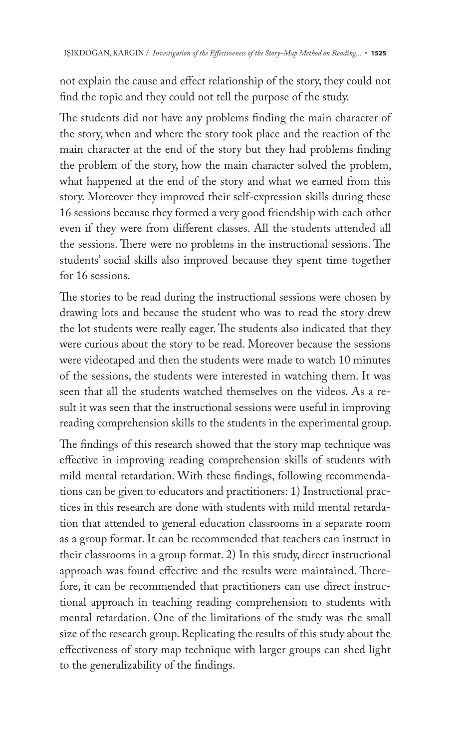not explain the cause and effect relationship of the story, they could not find the topic and they could not tell the purpose of the study.

The students did not have any problems finding the main character of the story, when and where the story took place and the reaction of the main character at the end of the story but they had problems finding the problem of the story, how the main character solved the problem, what happened at the end of the story and what we earned from this story. Moreover they improved their self-expression skills during these 16 sessions because they formed a very good friendship with each other even if they were from different classes. All the students attended all the sessions. There were no problems in the instructional sessions. The students' social skills also improved because they spent time together for 16 sessions.

The stories to be read during the instructional sessions were chosen by drawing lots and because the student who was to read the story drew the lot students were really eager. The students also indicated that they were curious about the story to be read. Moreover because the sessions were videotaped and then the students were made to watch 10 minutes of the sessions, the students were interested in watching them. It was seen that all the students watched themselves on the videos. As a result it was seen that the instructional sessions were useful in improving reading comprehension skills to the students in the experimental group.

The findings of this research showed that the story map technique was effective in improving reading comprehension skills of students with mild mental retardation. With these findings, following recommendations can be given to educators and practitioners: 1) Instructional practices in this research are done with students with mild mental retardation that attended to general education classrooms in a separate room as a group format. It can be recommended that teachers can instruct in their classrooms in a group format. 2) In this study, direct instructional approach was found effective and the results were maintained. Therefore, it can be recommended that practitioners can use direct instructional approach in teaching reading comprehension to students with mental retardation. One of the limitations of the study was the small size of the research group. Replicating the results of this study about the effectiveness of story map technique with larger groups can shed light to the generalizability of the findings.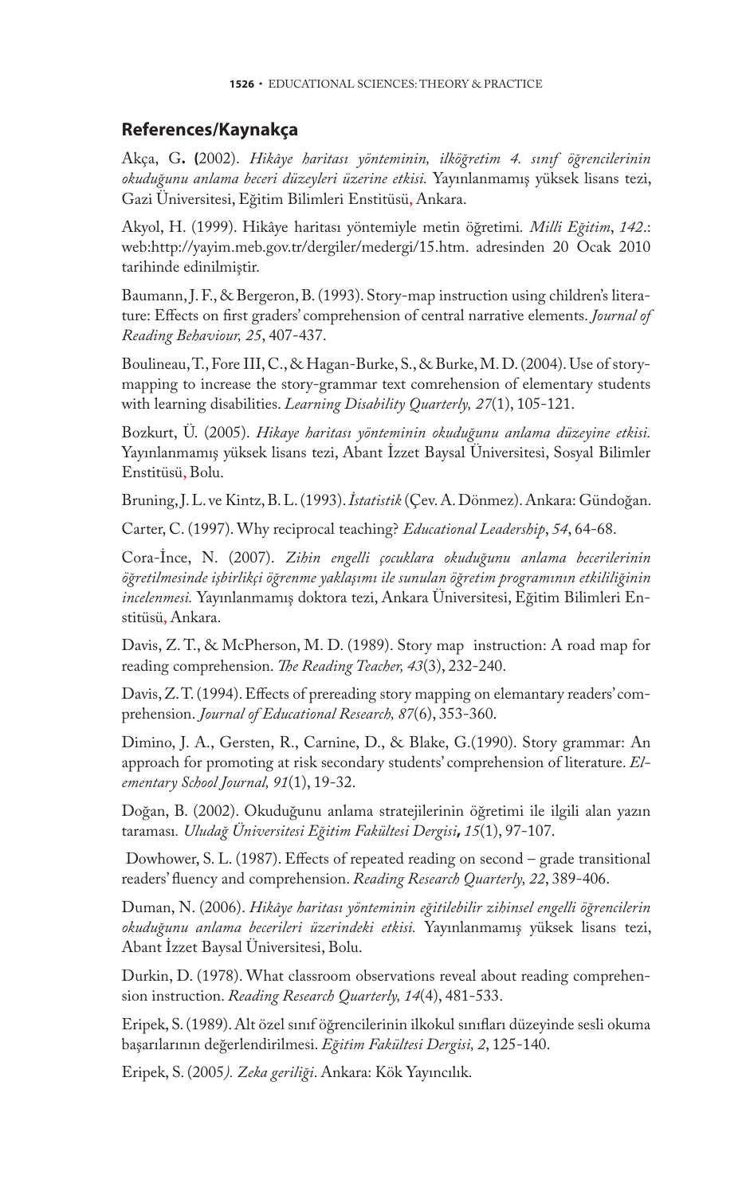## References/Kaynakça

Akça, G. (2002). *Hikâye haritası yönteminin, ilköğretim 4. sınıf öğrencilerinin okuduğunu anlama beceri düzeyleri üzerine etkisi.* Yayınlanmamış yüksek lisans tezi, Gazi Üniversitesi, Eğitim Bilimleri Enstitüsü, Ankara.

Akyol, H. (1999). Hikâye haritası yöntemiyle metin öğretimi. *Milli Eğitim*, *142*.: web:http://yayim.meb.gov.tr/dergiler/medergi/15.htm. adresinden 20 Ocak 2010 tarihinde edinilmiştir.

Baumann, J. F., & Bergeron, B. (1993). Story-map instruction using children's literature: Effects on first graders' comprehension of central narrative elements. *Journal of Reading Behaviour, 25*, 407-437.

Boulineau, T., Fore III, C., & Hagan-Burke, S., & Burke, M. D. (2004). Use of story-mapping to increase the story-grammar text comrehension of elementary students with learning disabilities. *Learning Disability Quarterly, 27*(1), 105-121.

Bozkurt, Ü. (2005). *Hikaye haritası yönteminin okuduğunu anlama düzeyine etkisi.* Yayınlanmamış yüksek lisans tezi, Abant İzzet Baysal Üniversitesi, Sosyal Bilimler Enstitüsü, Bolu.

Bruning, J. L. ve Kintz, B. L. (1993). *İstatistik* (Çev. A. Dönmez). Ankara: Gündoğan.

Carter, C. (1997). Why reciprocal teaching? *Educational Leadership*, *54*, 64-68.

Cora-İnce, N. (2007). *Zihin engelli çocuklara okuduğunu anlama becerilerinin öğretilmesinde işbirlikçi öğrenme yaklaşımı ile sunulan öğretim programının etkililiğinin incelenmesi.* Yayınlanmamış doktora tezi, Ankara Üniversitesi, Eğitim Bilimleri Enstitüsü, Ankara.

Davis, Z. T., & McPherson, M. D. (1989). Story map instruction: A road map for reading comprehension. *The Reading Teacher, 43*(3), 232-240.

Davis, Z. T. (1994). Effects of prereading story mapping on elemantary readers' comprehension. *Journal of Educational Research, 87*(6), 353-360.

Dimino, J. A., Gersten, R., Carnine, D., & Blake, G.(1990). Story grammar: An approach for promoting at risk secondary students' comprehension of literature. *Elementary School Journal, 91*(1), 19-32.

Doğan, B. (2002). Okuduğunu anlama stratejilerinin öğretimi ile ilgili alan yazın taraması. *Uludağ Üniversitesi Eğitim Fakültesi Dergisi, 15*(1), 97-107.

Dowhower, S. L. (1987). Effects of repeated reading on second – grade transitional readers' fluency and comprehension. *Reading Research Quarterly, 22*, 389-406.

Duman, N. (2006). *Hikâye haritası yönteminin eğitilebilir zihinsel engelli öğrencilerin okuduğunu anlama becerileri üzerindeki etkisi.* Yayınlanmamış yüksek lisans tezi, Abant İzzet Baysal Üniversitesi, Bolu.

Durkin, D. (1978). What classroom observations reveal about reading comprehension instruction. *Reading Research Quarterly, 14*(4), 481-533.

Eripek, S. (1989). Alt özel sınıf öğrencilerinin ilkokul sınıfları düzeyinde sesli okuma başarılarının değerlendirilmesi. *Eğitim Fakültesi Dergisi, 2*, 125-140.

Eripek, S. (2005*). Zeka geriliği*. Ankara: Kök Yayıncılık.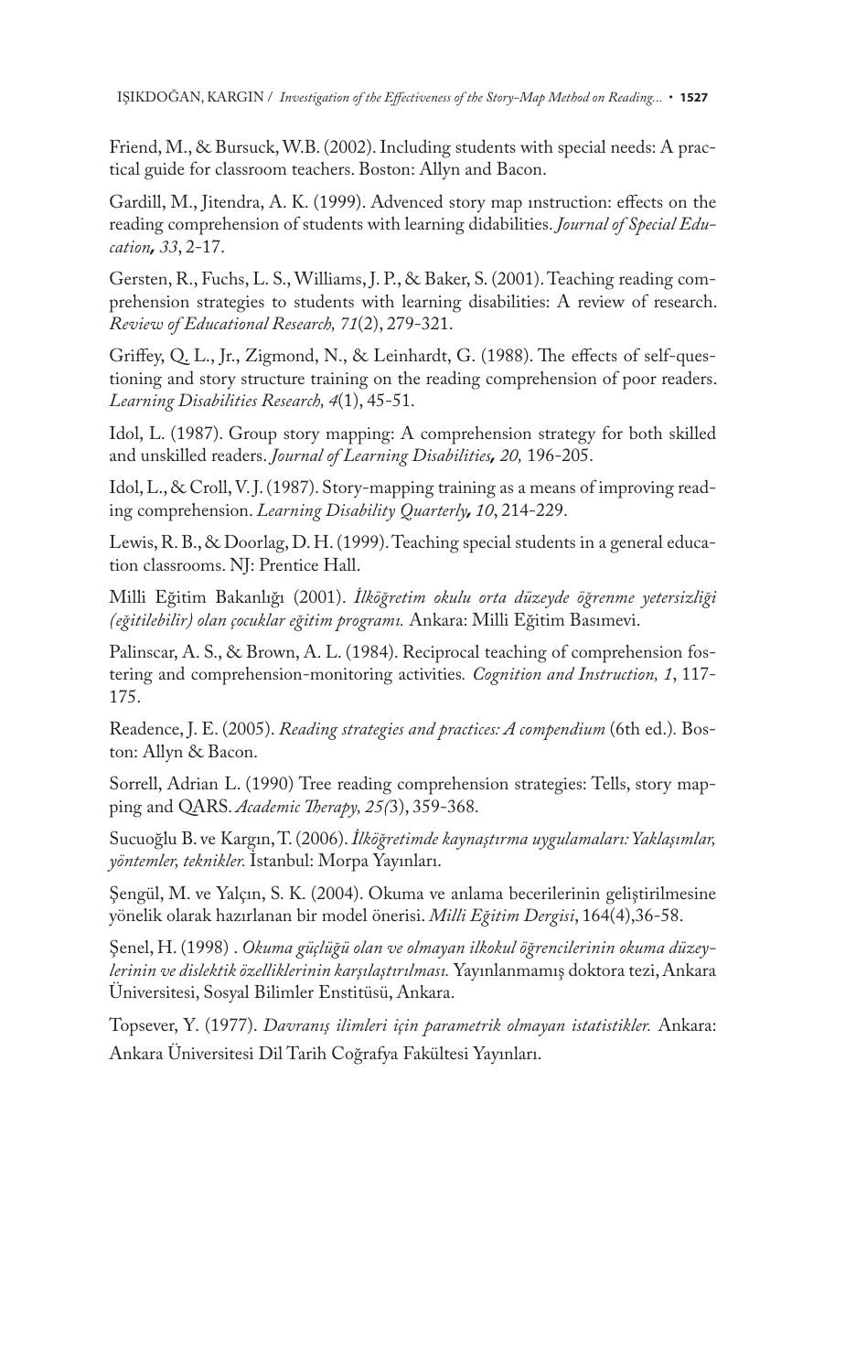Friend, M., & Bursuck, W.B. (2002). Including students with special needs: A practical guide for classroom teachers. Boston: Allyn and Bacon.

Gardill, M., Jitendra, A. K. (1999). Advenced story map ınstruction: effects on the reading comprehension of students with learning didabilities. *Journal of Special Education, 33*, 2-17.

Gersten, R., Fuchs, L. S., Williams, J. P., & Baker, S. (2001). Teaching reading comprehension strategies to students with learning disabilities: A review of research. *Review of Educational Research, 71*(2), 279-321.

Griffey, Q. L., Jr., Zigmond, N., & Leinhardt, G. (1988). The effects of self-questioning and story structure training on the reading comprehension of poor readers. *Learning Disabilities Research, 4*(1), 45-51.

Idol, L. (1987). Group story mapping: A comprehension strategy for both skilled and unskilled readers. *Journal of Learning Disabilities, 20,* 196-205.

Idol, L., & Croll, V. J. (1987). Story-mapping training as a means of improving reading comprehension. *Learning Disability Quarterly, 10*, 214-229.

Lewis, R. B., & Doorlag, D. H. (1999). Teaching special students in a general education classrooms. NJ: Prentice Hall.

Milli Eğitim Bakanlığı (2001). *İlköğretim okulu orta düzeyde öğrenme yetersizliği (eğitilebilir) olan çocuklar eğitim programı.* Ankara: Milli Eğitim Basımevi.

Palinscar, A. S., & Brown, A. L. (1984). Reciprocal teaching of comprehension fostering and comprehension-monitoring activities. *Cognition and Instruction, 1*, 117-175.

Readence, J. E. (2005). *Reading strategies and practices: A compendium* (6th ed.). Boston: Allyn & Bacon.

Sorrell, Adrian L. (1990) Tree reading comprehension strategies: Tells, story mapping and QARS. *Academic Therapy, 25(*3), 359-368.

Sucuoğlu B. ve Kargın, T. (2006). *İlköğretimde kaynaştırma uygulamaları: Yaklaşımlar, yöntemler, teknikler.* İstanbul: Morpa Yayınları.

Şengül, M. ve Yalçın, S. K. (2004). Okuma ve anlama becerilerinin geliştirilmesine yönelik olarak hazırlanan bir model önerisi. *Milli Eğitim Dergisi*, 164(4),36-58.

Şenel, H. (1998) . *Okuma güçlüğü olan ve olmayan ilkokul öğrencilerinin okuma düzeylerinin ve dislektik özelliklerinin karşılaştırılması.* Yayınlanmamış doktora tezi, Ankara Üniversitesi, Sosyal Bilimler Enstitüsü, Ankara.

Topsever, Y. (1977). *Davranış ilimleri için parametrik olmayan istatistikler.* Ankara: Ankara Üniversitesi Dil Tarih Coğrafya Fakültesi Yayınları.